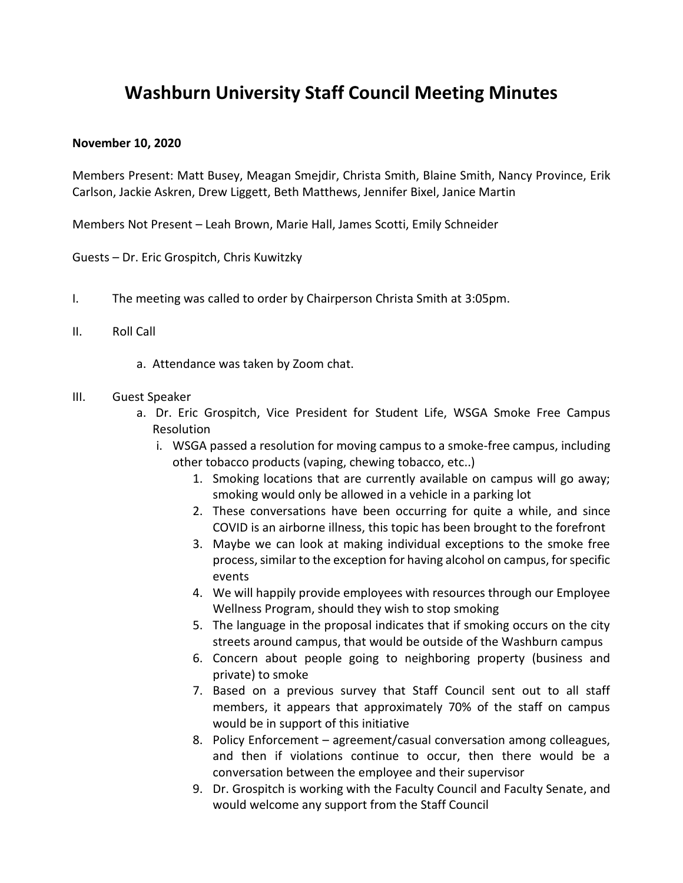# Washburn University Staff Council Meeting Minutes

**November 10, 2020**

Members Present: Matt Busey, Meagan Smejdir, Christa Smith, Blaine Smith, Nancy Province, Erik Carlson, Jackie Askren, Drew Liggett, Beth Matthews, Jennifer Bixel, Janice Martin

Members Not Present – Leah Brown, Marie Hall, James Scotti, Emily Schneider

Guests – Dr. Eric Grospitch, Chris Kuwitzky

I. The meeting was called to order by Chairperson Christa Smith at 3:05pm.

II. Roll Call

   a. Attendance was taken by Zoom chat.

III. Guest Speaker

   a. Dr. Eric Grospitch, Vice President for Student Life, WSGA Smoke Free Campus Resolution

      i. WSGA passed a resolution for moving campus to a smoke-free campus, including other tobacco products (vaping, chewing tobacco, etc..)

         1. Smoking locations that are currently available on campus will go away; smoking would only be allowed in a vehicle in a parking lot
         2. These conversations have been occurring for quite a while, and since COVID is an airborne illness, this topic has been brought to the forefront
         3. Maybe we can look at making individual exceptions to the smoke free process, similar to the exception for having alcohol on campus, for specific events
         4. We will happily provide employees with resources through our Employee Wellness Program, should they wish to stop smoking
         5. The language in the proposal indicates that if smoking occurs on the city streets around campus, that would be outside of the Washburn campus
         6. Concern about people going to neighboring property (business and private) to smoke
         7. Based on a previous survey that Staff Council sent out to all staff members, it appears that approximately 70% of the staff on campus would be in support of this initiative
         8. Policy Enforcement – agreement/casual conversation among colleagues, and then if violations continue to occur, then there would be a conversation between the employee and their supervisor
         9. Dr. Grospitch is working with the Faculty Council and Faculty Senate, and would welcome any support from the Staff Council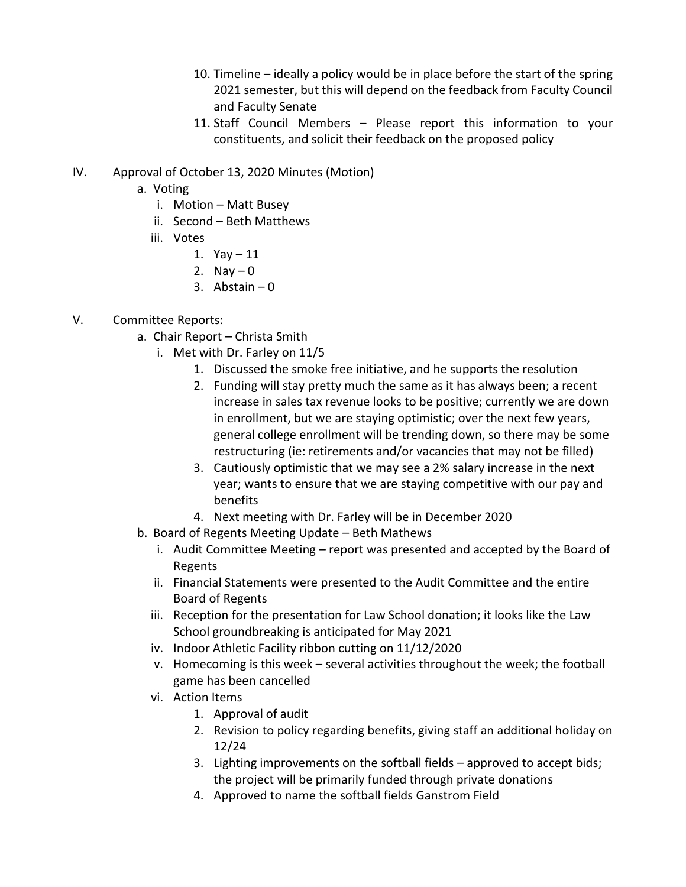10. Timeline – ideally a policy would be in place before the start of the spring 2021 semester, but this will depend on the feedback from Faculty Council and Faculty Senate
11. Staff Council Members – Please report this information to your constituents, and solicit their feedback on the proposed policy

IV. Approval of October 13, 2020 Minutes (Motion)
   a. Voting
      i. Motion – Matt Busey
      ii. Second – Beth Matthews
      iii. Votes
         1. Yay – 11
         2. Nay – 0
         3. Abstain – 0

V. Committee Reports:
   a. Chair Report – Christa Smith
      i. Met with Dr. Farley on 11/5
         1. Discussed the smoke free initiative, and he supports the resolution
         2. Funding will stay pretty much the same as it has always been; a recent increase in sales tax revenue looks to be positive; currently we are down in enrollment, but we are staying optimistic; over the next few years, general college enrollment will be trending down, so there may be some restructuring (ie: retirements and/or vacancies that may not be filled)
         3. Cautiously optimistic that we may see a 2% salary increase in the next year; wants to ensure that we are staying competitive with our pay and benefits
         4. Next meeting with Dr. Farley will be in December 2020
   b. Board of Regents Meeting Update – Beth Mathews
      i. Audit Committee Meeting – report was presented and accepted by the Board of Regents
      ii. Financial Statements were presented to the Audit Committee and the entire Board of Regents
      iii. Reception for the presentation for Law School donation; it looks like the Law School groundbreaking is anticipated for May 2021
      iv. Indoor Athletic Facility ribbon cutting on 11/12/2020
      v. Homecoming is this week – several activities throughout the week; the football game has been cancelled
      vi. Action Items
         1. Approval of audit
         2. Revision to policy regarding benefits, giving staff an additional holiday on 12/24
         3. Lighting improvements on the softball fields – approved to accept bids; the project will be primarily funded through private donations
         4. Approved to name the softball fields Ganstrom Field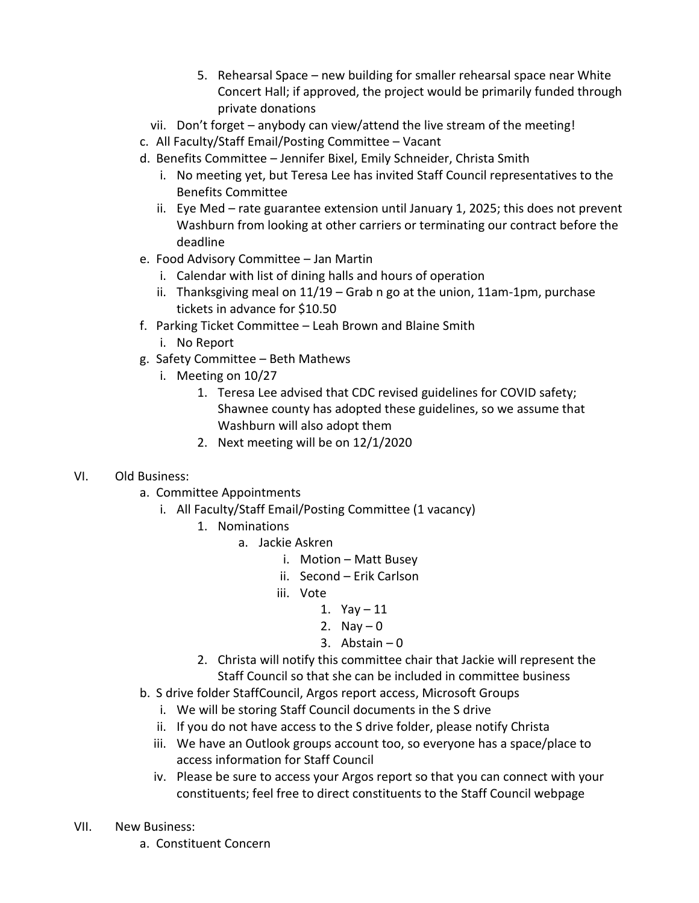5. Rehearsal Space – new building for smaller rehearsal space near White Concert Hall; if approved, the project would be primarily funded through private donations

vii. Don't forget – anybody can view/attend the live stream of the meeting!

c. All Faculty/Staff Email/Posting Committee – Vacant

d. Benefits Committee – Jennifer Bixel, Emily Schneider, Christa Smith

   i. No meeting yet, but Teresa Lee has invited Staff Council representatives to the Benefits Committee

   ii. Eye Med – rate guarantee extension until January 1, 2025; this does not prevent Washburn from looking at other carriers or terminating our contract before the deadline

e. Food Advisory Committee – Jan Martin

   i. Calendar with list of dining halls and hours of operation

   ii. Thanksgiving meal on 11/19 – Grab n go at the union, 11am-1pm, purchase tickets in advance for $10.50

f. Parking Ticket Committee – Leah Brown and Blaine Smith

   i. No Report

g. Safety Committee – Beth Mathews

   i. Meeting on 10/27

      1. Teresa Lee advised that CDC revised guidelines for COVID safety; Shawnee county has adopted these guidelines, so we assume that Washburn will also adopt them

      2. Next meeting will be on 12/1/2020

VI. Old Business:

a. Committee Appointments

   i. All Faculty/Staff Email/Posting Committee (1 vacancy)

      1. Nominations

         a. Jackie Askren

            i. Motion – Matt Busey

            ii. Second – Erik Carlson

            iii. Vote

               1. Yay – 11

               2. Nay – 0

               3. Abstain – 0

      2. Christa will notify this committee chair that Jackie will represent the Staff Council so that she can be included in committee business

b. S drive folder StaffCouncil, Argos report access, Microsoft Groups

   i. We will be storing Staff Council documents in the S drive

   ii. If you do not have access to the S drive folder, please notify Christa

   iii. We have an Outlook groups account too, so everyone has a space/place to access information for Staff Council

   iv. Please be sure to access your Argos report so that you can connect with your constituents; feel free to direct constituents to the Staff Council webpage

VII. New Business:

a. Constituent Concern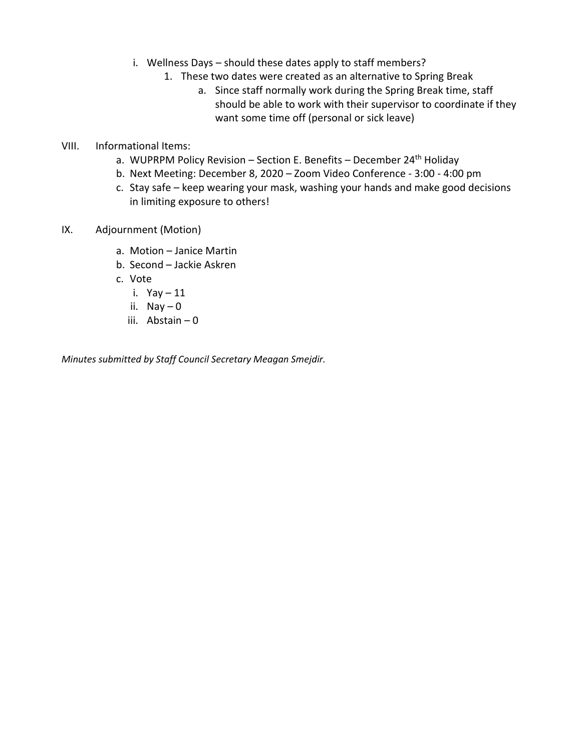i. Wellness Days – should these dates apply to staff members?
    1. These two dates were created as an alternative to Spring Break
        a. Since staff normally work during the Spring Break time, staff should be able to work with their supervisor to coordinate if they want some time off (personal or sick leave)

VIII. Informational Items:

a. WUPRPM Policy Revision – Section E. Benefits – December 24th Holiday
b. Next Meeting: December 8, 2020 – Zoom Video Conference - 3:00 - 4:00 pm
c. Stay safe – keep wearing your mask, washing your hands and make good decisions in limiting exposure to others!

IX. Adjournment (Motion)

a. Motion – Janice Martin
b. Second – Jackie Askren
c. Vote
    i. Yay – 11
    ii. Nay – 0
    iii. Abstain – 0

*Minutes submitted by Staff Council Secretary Meagan Smejdir.*